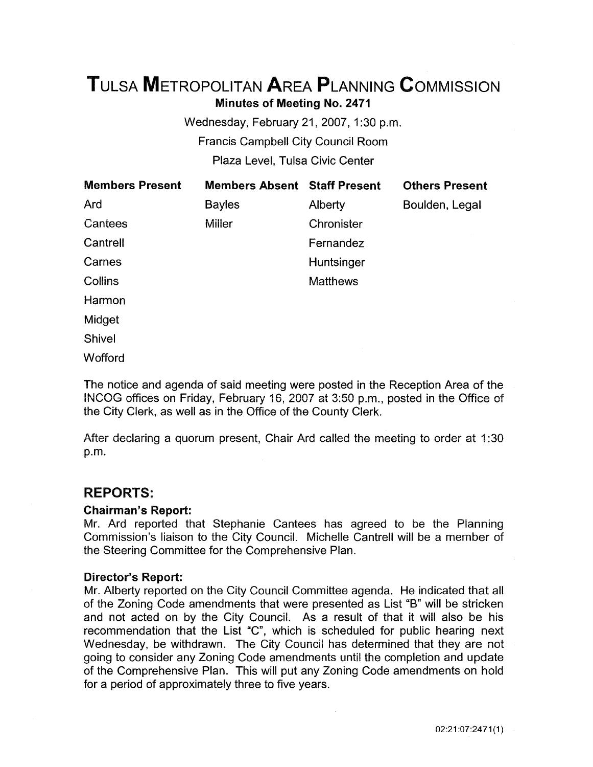# TULSA METROPOLITAN AREA PLANNING COMMISSION

**Minutes of Meeting No. 2471**

Wednesday, February 21, 2007, 1:30 p.m.

Francis Campbell City Council Room

Plaza Level, Tulsa Civic Center

| Members Present | Members Absent | Staff Present | Others Present |
|---|---|---|---|
| Ard | Bayles | Alberty | Boulden, Legal |
| Cantees | Miller | Chronister | |
| Cantrell | | Fernandez | |
| Carnes | | Huntsinger | |
| Collins | | Matthews | |
| Harmon | | | |
| Midget | | | |
| Shivel | | | |
| Wofford | | | |

The notice and agenda of said meeting were posted in the Reception Area of the INCOG offices on Friday, February 16, 2007 at 3:50 p.m., posted in the Office of the City Clerk, as well as in the Office of the County Clerk.

After declaring a quorum present, Chair Ard called the meeting to order at 1:30 p.m.

## REPORTS:

### Chairman's Report:

Mr. Ard reported that Stephanie Cantees has agreed to be the Planning Commission's liaison to the City Council. Michelle Cantrell will be a member of the Steering Committee for the Comprehensive Plan.

### Director's Report:

Mr. Alberty reported on the City Council Committee agenda. He indicated that all of the Zoning Code amendments that were presented as List "B" will be stricken and not acted on by the City Council. As a result of that it will also be his recommendation that the List "C", which is scheduled for public hearing next Wednesday, be withdrawn. The City Council has determined that they are not going to consider any Zoning Code amendments until the completion and update of the Comprehensive Plan. This will put any Zoning Code amendments on hold for a period of approximately three to five years.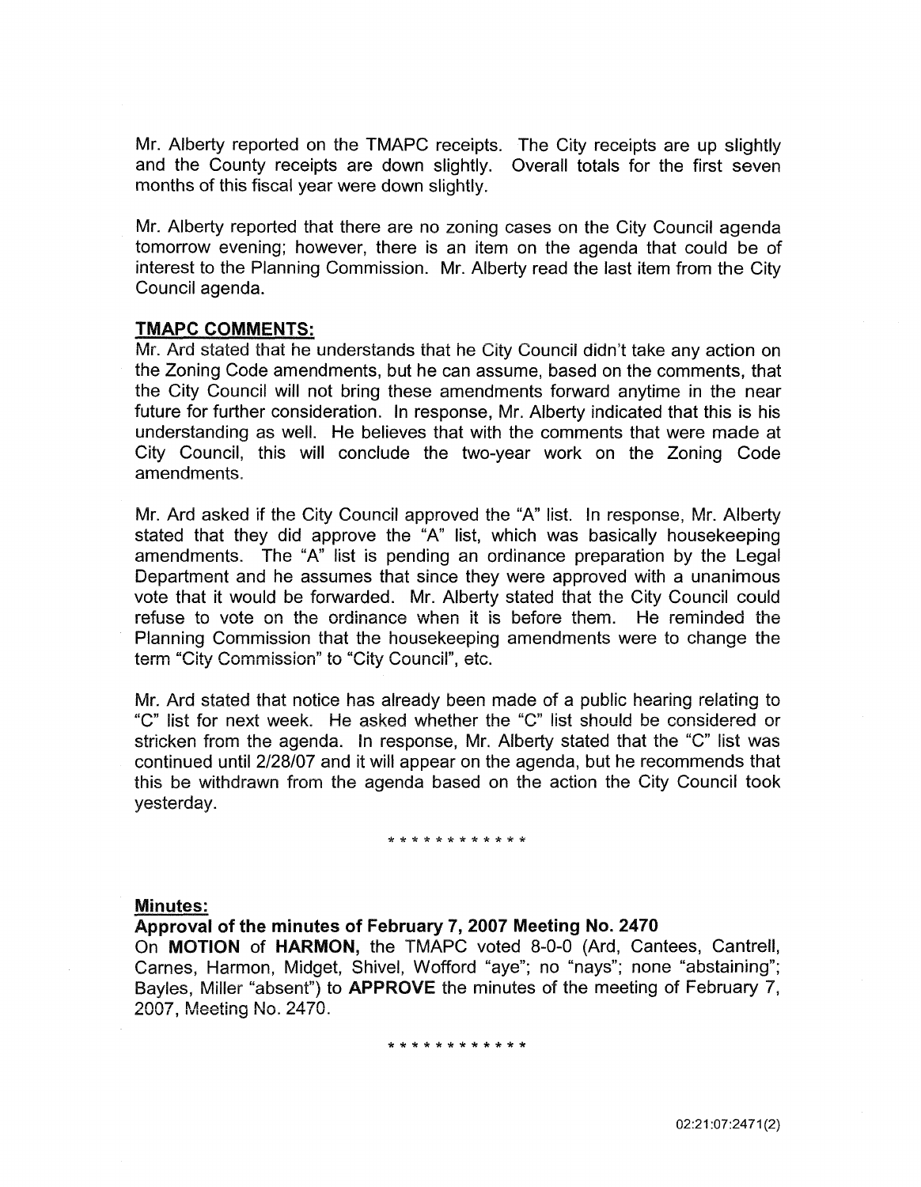Mr. Alberty reported on the TMAPC receipts. The City receipts are up slightly and the County receipts are down slightly. Overall totals for the first seven months of this fiscal year were down slightly.

Mr. Alberty reported that there are no zoning cases on the City Council agenda tomorrow evening; however, there is an item on the agenda that could be of interest to the Planning Commission. Mr. Alberty read the last item from the City Council agenda.

**TMAPC COMMENTS:**

Mr. Ard stated that he understands that he City Council didn't take any action on the Zoning Code amendments, but he can assume, based on the comments, that the City Council will not bring these amendments forward anytime in the near future for further consideration. In response, Mr. Alberty indicated that this is his understanding as well. He believes that with the comments that were made at City Council, this will conclude the two-year work on the Zoning Code amendments.

Mr. Ard asked if the City Council approved the "A" list. In response, Mr. Alberty stated that they did approve the "A" list, which was basically housekeeping amendments. The "A" list is pending an ordinance preparation by the Legal Department and he assumes that since they were approved with a unanimous vote that it would be forwarded. Mr. Alberty stated that the City Council could refuse to vote on the ordinance when it is before them. He reminded the Planning Commission that the housekeeping amendments were to change the term "City Commission" to "City Council", etc.

Mr. Ard stated that notice has already been made of a public hearing relating to "C" list for next week. He asked whether the "C" list should be considered or stricken from the agenda. In response, Mr. Alberty stated that the "C" list was continued until 2/28/07 and it will appear on the agenda, but he recommends that this be withdrawn from the agenda based on the action the City Council took yesterday.

\* \* \* \* \* \* \* \* \* \* \* \*

**Minutes:**

**Approval of the minutes of February 7, 2007 Meeting No. 2470**

On **MOTION** of **HARMON,** the TMAPC voted 8-0-0 (Ard, Cantees, Cantrell, Carnes, Harmon, Midget, Shivel, Wofford "aye"; no "nays"; none "abstaining"; Bayles, Miller "absent") to **APPROVE** the minutes of the meeting of February 7, 2007, Meeting No. 2470.

\* \* \* \* \* \* \* \* \* \* \* \*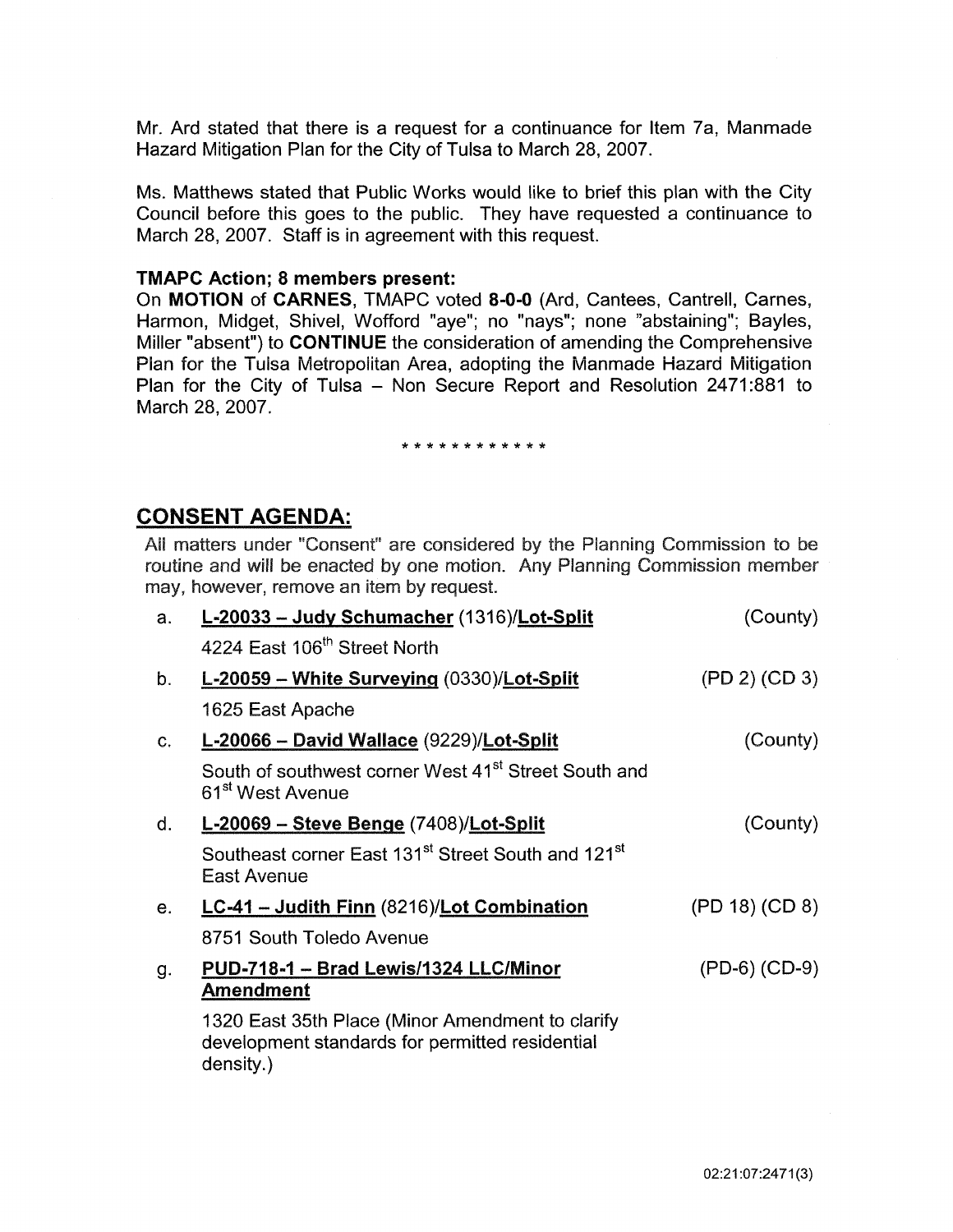Mr. Ard stated that there is a request for a continuance for Item 7a, Manmade Hazard Mitigation Plan for the City of Tulsa to March 28, 2007.

Ms. Matthews stated that Public Works would like to brief this plan with the City Council before this goes to the public. They have requested a continuance to March 28, 2007. Staff is in agreement with this request.

**TMAPC Action; 8 members present:**

On **MOTION** of **CARNES**, TMAPC voted **8-0-0** (Ard, Cantees, Cantrell, Carnes, Harmon, Midget, Shivel, Wofford "aye"; no "nays"; none "abstaining"; Bayles, Miller "absent") to **CONTINUE** the consideration of amending the Comprehensive Plan for the Tulsa Metropolitan Area, adopting the Manmade Hazard Mitigation Plan for the City of Tulsa – Non Secure Report and Resolution 2471:881 to March 28, 2007.

* * * * * * * * * * * *

## CONSENT AGENDA:

All matters under "Consent" are considered by the Planning Commission to be routine and will be enacted by one motion. Any Planning Commission member may, however, remove an item by request.

a. **L-20033 – Judy Schumacher** (1316)/**Lot-Split** (County)
   4224 East 106th Street North

b. **L-20059 – White Surveying** (0330)/**Lot-Split** (PD 2) (CD 3)
   1625 East Apache

c. **L-20066 – David Wallace** (9229)/**Lot-Split** (County)
   South of southwest corner West 41st Street South and 61st West Avenue

d. **L-20069 – Steve Benge** (7408)/**Lot-Split** (County)
   Southeast corner East 131st Street South and 121st East Avenue

e. **LC-41 – Judith Finn** (8216)/**Lot Combination** (PD 18) (CD 8)
   8751 South Toledo Avenue

g. **PUD-718-1 – Brad Lewis/1324 LLC/Minor Amendment** (PD-6) (CD-9)
   1320 East 35th Place (Minor Amendment to clarify development standards for permitted residential density.)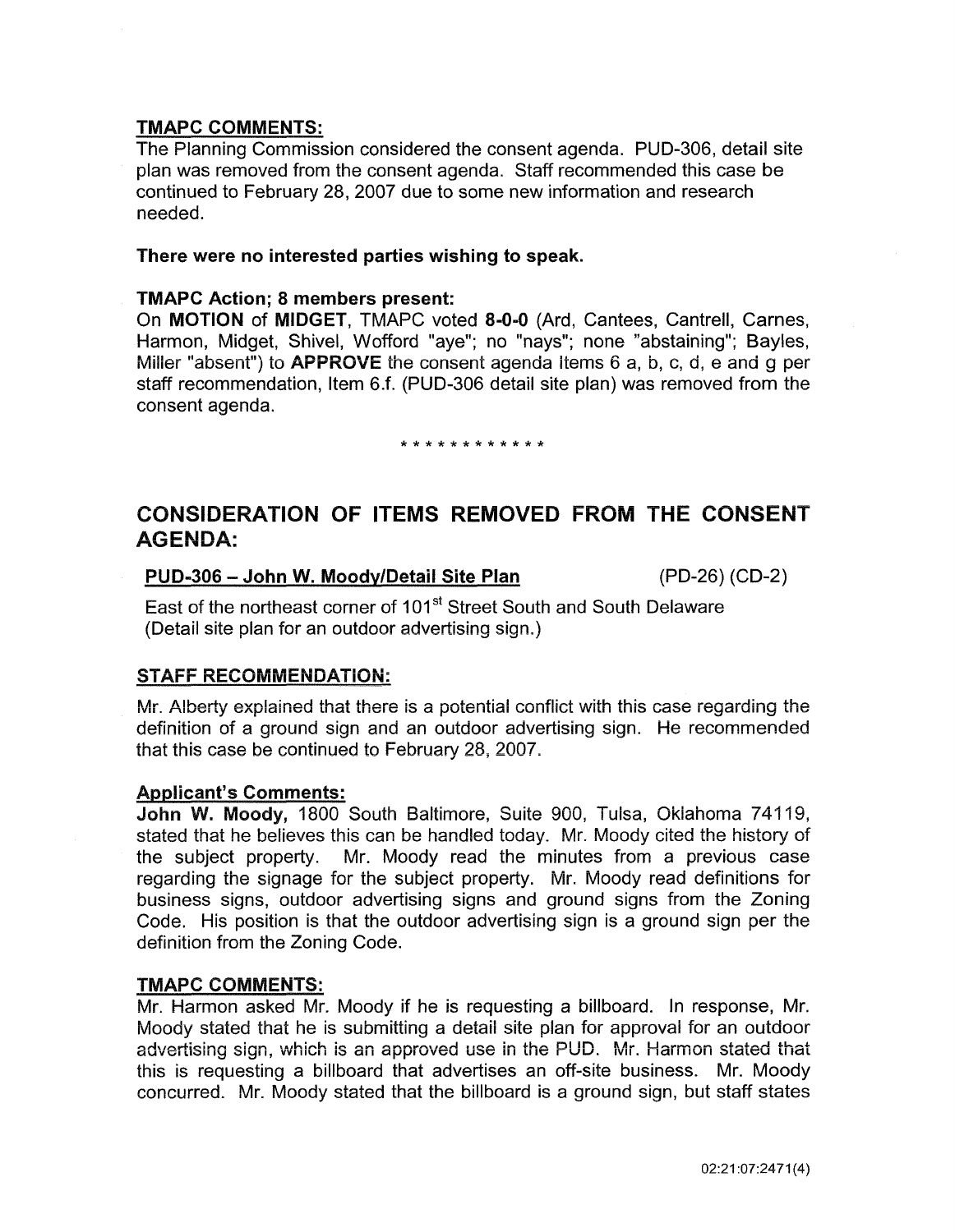### TMAPC COMMENTS:

The Planning Commission considered the consent agenda. PUD-306, detail site plan was removed from the consent agenda. Staff recommended this case be continued to February 28, 2007 due to some new information and research needed.

**There were no interested parties wishing to speak.**

**TMAPC Action; 8 members present:**

On **MOTION** of **MIDGET**, TMAPC voted **8-0-0** (Ard, Cantees, Cantrell, Carnes, Harmon, Midget, Shivel, Wofford "aye"; no "nays"; none "abstaining"; Bayles, Miller "absent") to **APPROVE** the consent agenda Items 6 a, b, c, d, e and g per staff recommendation, Item 6.f. (PUD-306 detail site plan) was removed from the consent agenda.

\* \* \* \* \* \* \* \* \* \* \* \*

## CONSIDERATION OF ITEMS REMOVED FROM THE CONSENT AGENDA:

**PUD-306 – John W. Moody/Detail Site Plan** (PD-26) (CD-2)

East of the northeast corner of 101st Street South and South Delaware (Detail site plan for an outdoor advertising sign.)

### STAFF RECOMMENDATION:

Mr. Alberty explained that there is a potential conflict with this case regarding the definition of a ground sign and an outdoor advertising sign. He recommended that this case be continued to February 28, 2007.

### Applicant's Comments:

**John W. Moody,** 1800 South Baltimore, Suite 900, Tulsa, Oklahoma 74119, stated that he believes this can be handled today. Mr. Moody cited the history of the subject property. Mr. Moody read the minutes from a previous case regarding the signage for the subject property. Mr. Moody read definitions for business signs, outdoor advertising signs and ground signs from the Zoning Code. His position is that the outdoor advertising sign is a ground sign per the definition from the Zoning Code.

### TMAPC COMMENTS:

Mr. Harmon asked Mr. Moody if he is requesting a billboard. In response, Mr. Moody stated that he is submitting a detail site plan for approval for an outdoor advertising sign, which is an approved use in the PUD. Mr. Harmon stated that this is requesting a billboard that advertises an off-site business. Mr. Moody concurred. Mr. Moody stated that the billboard is a ground sign, but staff states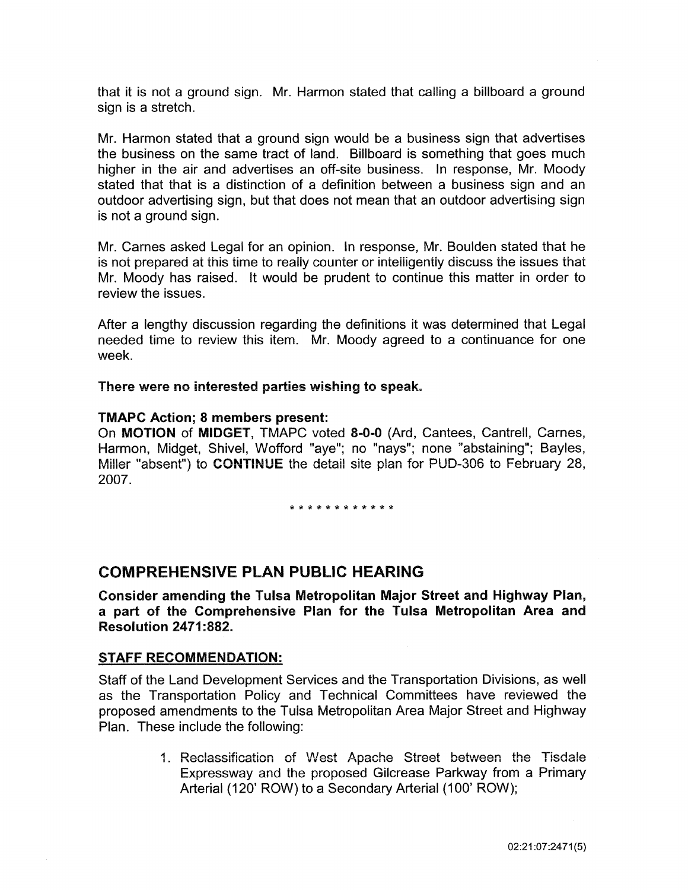that it is not a ground sign. Mr. Harmon stated that calling a billboard a ground sign is a stretch.

Mr. Harmon stated that a ground sign would be a business sign that advertises the business on the same tract of land. Billboard is something that goes much higher in the air and advertises an off-site business. In response, Mr. Moody stated that that is a distinction of a definition between a business sign and an outdoor advertising sign, but that does not mean that an outdoor advertising sign is not a ground sign.

Mr. Carnes asked Legal for an opinion. In response, Mr. Boulden stated that he is not prepared at this time to really counter or intelligently discuss the issues that Mr. Moody has raised. It would be prudent to continue this matter in order to review the issues.

After a lengthy discussion regarding the definitions it was determined that Legal needed time to review this item. Mr. Moody agreed to a continuance for one week.

**There were no interested parties wishing to speak.**

**TMAPC Action; 8 members present:**
On **MOTION** of **MIDGET**, TMAPC voted **8-0-0** (Ard, Cantees, Cantrell, Carnes, Harmon, Midget, Shivel, Wofford "aye"; no "nays"; none "abstaining"; Bayles, Miller "absent") to **CONTINUE** the detail site plan for PUD-306 to February 28, 2007.

* * * * * * * * * * * *

## COMPREHENSIVE PLAN PUBLIC HEARING

**Consider amending the Tulsa Metropolitan Major Street and Highway Plan, a part of the Comprehensive Plan for the Tulsa Metropolitan Area and Resolution 2471:882.**

**STAFF RECOMMENDATION:**

Staff of the Land Development Services and the Transportation Divisions, as well as the Transportation Policy and Technical Committees have reviewed the proposed amendments to the Tulsa Metropolitan Area Major Street and Highway Plan. These include the following:

1. Reclassification of West Apache Street between the Tisdale Expressway and the proposed Gilcrease Parkway from a Primary Arterial (120' ROW) to a Secondary Arterial (100' ROW);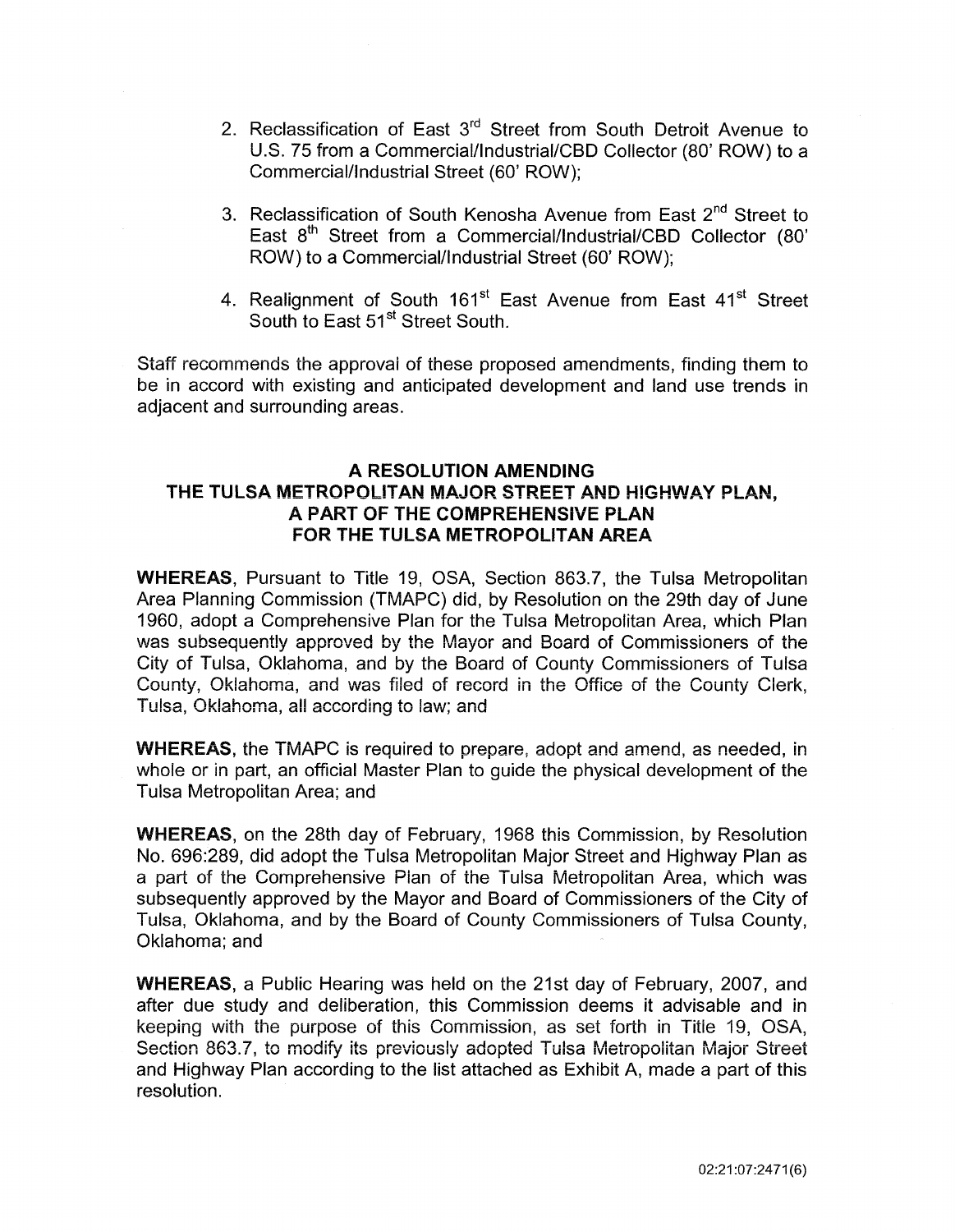2. Reclassification of East 3rd Street from South Detroit Avenue to U.S. 75 from a Commercial/Industrial/CBD Collector (80' ROW) to a Commercial/Industrial Street (60' ROW);

3. Reclassification of South Kenosha Avenue from East 2nd Street to East 8th Street from a Commercial/Industrial/CBD Collector (80' ROW) to a Commercial/Industrial Street (60' ROW);

4. Realignment of South 161st East Avenue from East 41st Street South to East 51st Street South.

Staff recommends the approval of these proposed amendments, finding them to be in accord with existing and anticipated development and land use trends in adjacent and surrounding areas.

**A RESOLUTION AMENDING THE TULSA METROPOLITAN MAJOR STREET AND HIGHWAY PLAN, A PART OF THE COMPREHENSIVE PLAN FOR THE TULSA METROPOLITAN AREA**

**WHEREAS**, Pursuant to Title 19, OSA, Section 863.7, the Tulsa Metropolitan Area Planning Commission (TMAPC) did, by Resolution on the 29th day of June 1960, adopt a Comprehensive Plan for the Tulsa Metropolitan Area, which Plan was subsequently approved by the Mayor and Board of Commissioners of the City of Tulsa, Oklahoma, and by the Board of County Commissioners of Tulsa County, Oklahoma, and was filed of record in the Office of the County Clerk, Tulsa, Oklahoma, all according to law; and

**WHEREAS**, the TMAPC is required to prepare, adopt and amend, as needed, in whole or in part, an official Master Plan to guide the physical development of the Tulsa Metropolitan Area; and

**WHEREAS**, on the 28th day of February, 1968 this Commission, by Resolution No. 696:289, did adopt the Tulsa Metropolitan Major Street and Highway Plan as a part of the Comprehensive Plan of the Tulsa Metropolitan Area, which was subsequently approved by the Mayor and Board of Commissioners of the City of Tulsa, Oklahoma, and by the Board of County Commissioners of Tulsa County, Oklahoma; and

**WHEREAS**, a Public Hearing was held on the 21st day of February, 2007, and after due study and deliberation, this Commission deems it advisable and in keeping with the purpose of this Commission, as set forth in Title 19, OSA, Section 863.7, to modify its previously adopted Tulsa Metropolitan Major Street and Highway Plan according to the list attached as Exhibit A, made a part of this resolution.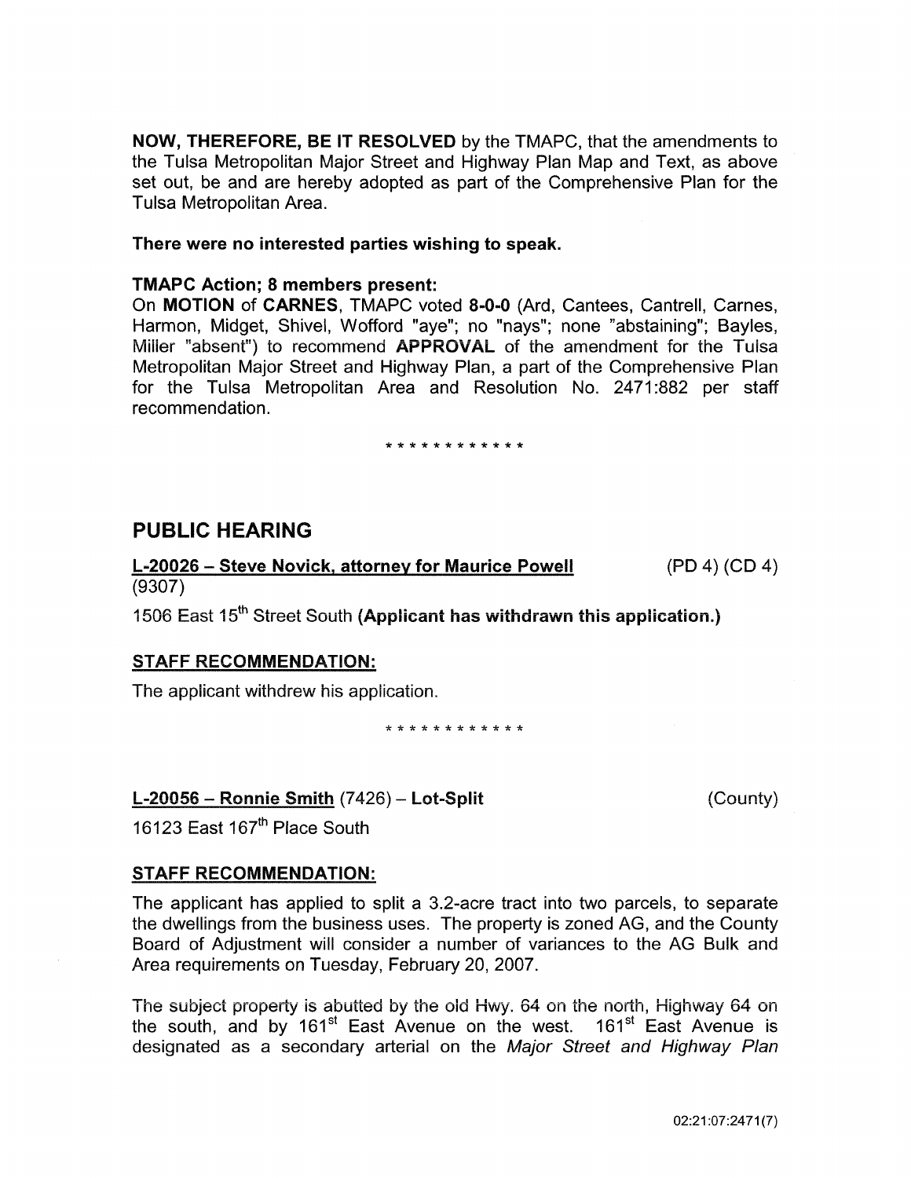**NOW, THEREFORE, BE IT RESOLVED** by the TMAPC, that the amendments to the Tulsa Metropolitan Major Street and Highway Plan Map and Text, as above set out, be and are hereby adopted as part of the Comprehensive Plan for the Tulsa Metropolitan Area.

**There were no interested parties wishing to speak.**

**TMAPC Action; 8 members present:**

On **MOTION** of **CARNES**, TMAPC voted **8-0-0** (Ard, Cantees, Cantrell, Carnes, Harmon, Midget, Shivel, Wofford "aye"; no "nays"; none "abstaining"; Bayles, Miller "absent") to recommend **APPROVAL** of the amendment for the Tulsa Metropolitan Major Street and Highway Plan, a part of the Comprehensive Plan for the Tulsa Metropolitan Area and Resolution No. 2471:882 per staff recommendation.

\* \* \* \* \* \* \* \* \* \* \* \*

## PUBLIC HEARING

**L-20026 – Steve Novick, attorney for Maurice Powell** (9307) (PD 4) (CD 4)

1506 East 15th Street South **(Applicant has withdrawn this application.)**

**STAFF RECOMMENDATION:**

The applicant withdrew his application.

\* \* \* \* \* \* \* \* \* \* \* \*

**L-20056 – Ronnie Smith** (7426) – **Lot-Split** (County)

16123 East 167th Place South

**STAFF RECOMMENDATION:**

The applicant has applied to split a 3.2-acre tract into two parcels, to separate the dwellings from the business uses. The property is zoned AG, and the County Board of Adjustment will consider a number of variances to the AG Bulk and Area requirements on Tuesday, February 20, 2007.

The subject property is abutted by the old Hwy. 64 on the north, Highway 64 on the south, and by 161st East Avenue on the west. 161st East Avenue is designated as a secondary arterial on the *Major Street and Highway Plan*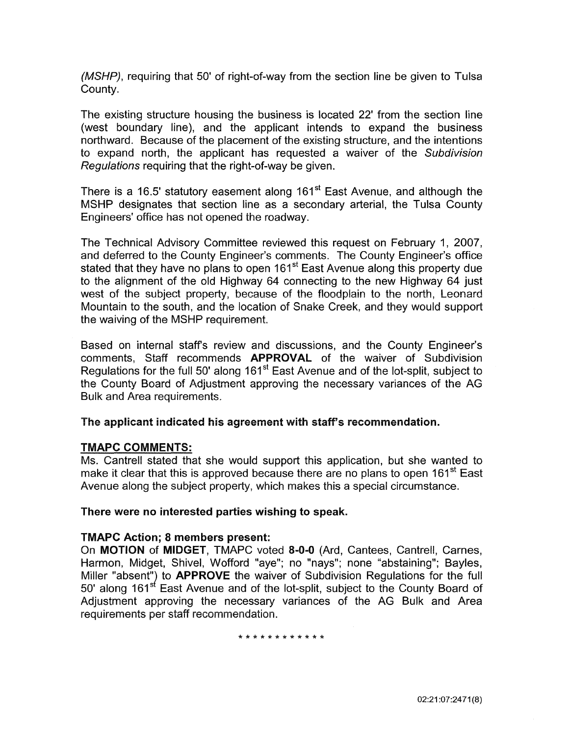*(MSHP)*, requiring that 50' of right-of-way from the section line be given to Tulsa County.

The existing structure housing the business is located 22' from the section line (west boundary line), and the applicant intends to expand the business northward. Because of the placement of the existing structure, and the intentions to expand north, the applicant has requested a waiver of the *Subdivision Regulations* requiring that the right-of-way be given.

There is a 16.5' statutory easement along 161st East Avenue, and although the MSHP designates that section line as a secondary arterial, the Tulsa County Engineers' office has not opened the roadway.

The Technical Advisory Committee reviewed this request on February 1, 2007, and deferred to the County Engineer's comments. The County Engineer's office stated that they have no plans to open 161st East Avenue along this property due to the alignment of the old Highway 64 connecting to the new Highway 64 just west of the subject property, because of the floodplain to the north, Leonard Mountain to the south, and the location of Snake Creek, and they would support the waiving of the MSHP requirement.

Based on internal staff's review and discussions, and the County Engineer's comments, Staff recommends **APPROVAL** of the waiver of Subdivision Regulations for the full 50' along 161st East Avenue and of the lot-split, subject to the County Board of Adjustment approving the necessary variances of the AG Bulk and Area requirements.

**The applicant indicated his agreement with staff's recommendation.**

**TMAPC COMMENTS:**

Ms. Cantrell stated that she would support this application, but she wanted to make it clear that this is approved because there are no plans to open 161st East Avenue along the subject property, which makes this a special circumstance.

**There were no interested parties wishing to speak.**

**TMAPC Action; 8 members present:**

On **MOTION** of **MIDGET**, TMAPC voted **8-0-0** (Ard, Cantees, Cantrell, Carnes, Harmon, Midget, Shivel, Wofford "aye"; no "nays"; none "abstaining"; Bayles, Miller "absent") to **APPROVE** the waiver of Subdivision Regulations for the full 50' along 161st East Avenue and of the lot-split, subject to the County Board of Adjustment approving the necessary variances of the AG Bulk and Area requirements per staff recommendation.

\* \* \* \* \* \* \* \* \* \* \* \*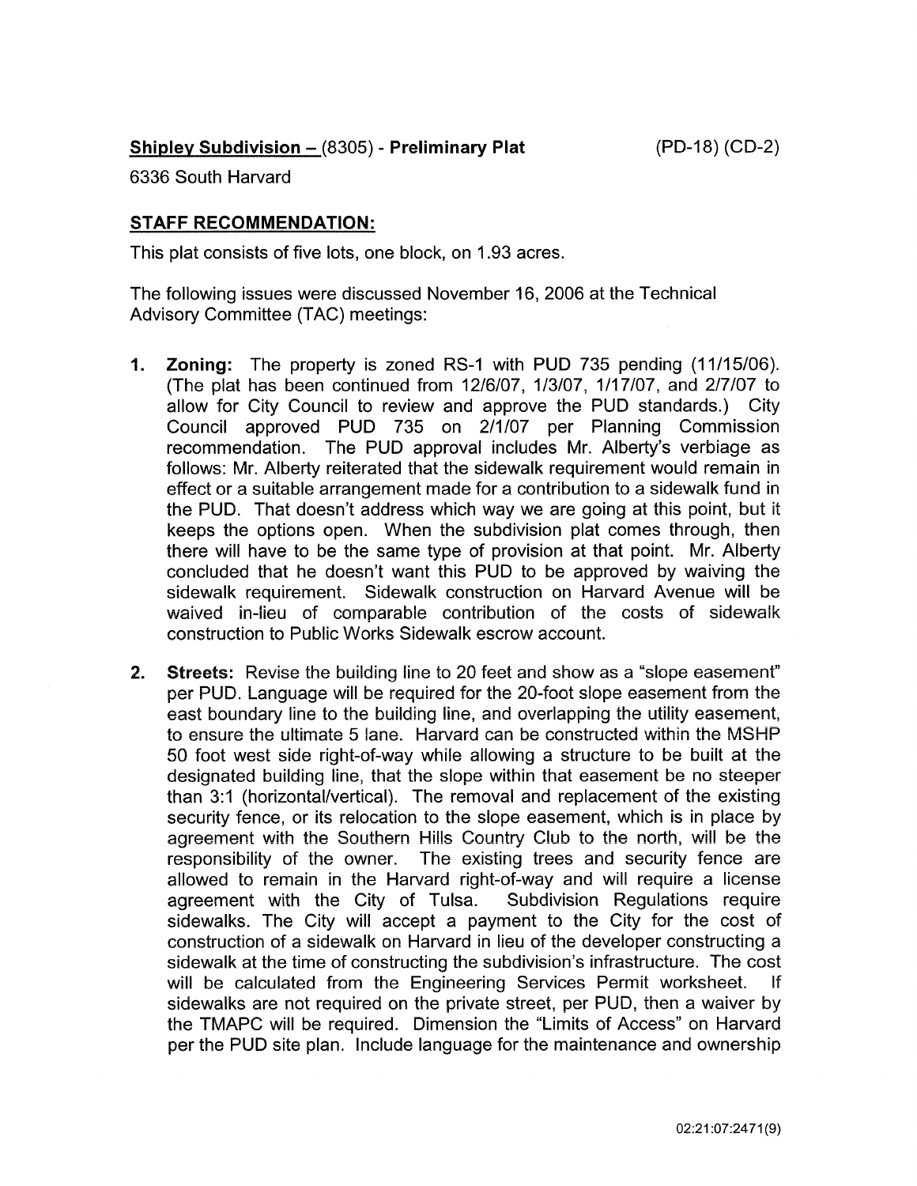**Shipley Subdivision –** (8305) - **Preliminary Plat** (PD-18) (CD-2)

6336 South Harvard

**STAFF RECOMMENDATION:**

This plat consists of five lots, one block, on 1.93 acres.

The following issues were discussed November 16, 2006 at the Technical Advisory Committee (TAC) meetings:

1. **Zoning:** The property is zoned RS-1 with PUD 735 pending (11/15/06). (The plat has been continued from 12/6/07, 1/3/07, 1/17/07, and 2/7/07 to allow for City Council to review and approve the PUD standards.) City Council approved PUD 735 on 2/1/07 per Planning Commission recommendation. The PUD approval includes Mr. Alberty's verbiage as follows: Mr. Alberty reiterated that the sidewalk requirement would remain in effect or a suitable arrangement made for a contribution to a sidewalk fund in the PUD. That doesn't address which way we are going at this point, but it keeps the options open. When the subdivision plat comes through, then there will have to be the same type of provision at that point. Mr. Alberty concluded that he doesn't want this PUD to be approved by waiving the sidewalk requirement. Sidewalk construction on Harvard Avenue will be waived in-lieu of comparable contribution of the costs of sidewalk construction to Public Works Sidewalk escrow account.

2. **Streets:** Revise the building line to 20 feet and show as a "slope easement" per PUD. Language will be required for the 20-foot slope easement from the east boundary line to the building line, and overlapping the utility easement, to ensure the ultimate 5 lane. Harvard can be constructed within the MSHP 50 foot west side right-of-way while allowing a structure to be built at the designated building line, that the slope within that easement be no steeper than 3:1 (horizontal/vertical). The removal and replacement of the existing security fence, or its relocation to the slope easement, which is in place by agreement with the Southern Hills Country Club to the north, will be the responsibility of the owner. The existing trees and security fence are allowed to remain in the Harvard right-of-way and will require a license agreement with the City of Tulsa. Subdivision Regulations require sidewalks. The City will accept a payment to the City for the cost of construction of a sidewalk on Harvard in lieu of the developer constructing a sidewalk at the time of constructing the subdivision's infrastructure. The cost will be calculated from the Engineering Services Permit worksheet. If sidewalks are not required on the private street, per PUD, then a waiver by the TMAPC will be required. Dimension the "Limits of Access" on Harvard per the PUD site plan. Include language for the maintenance and ownership

02:21:07:2471(9)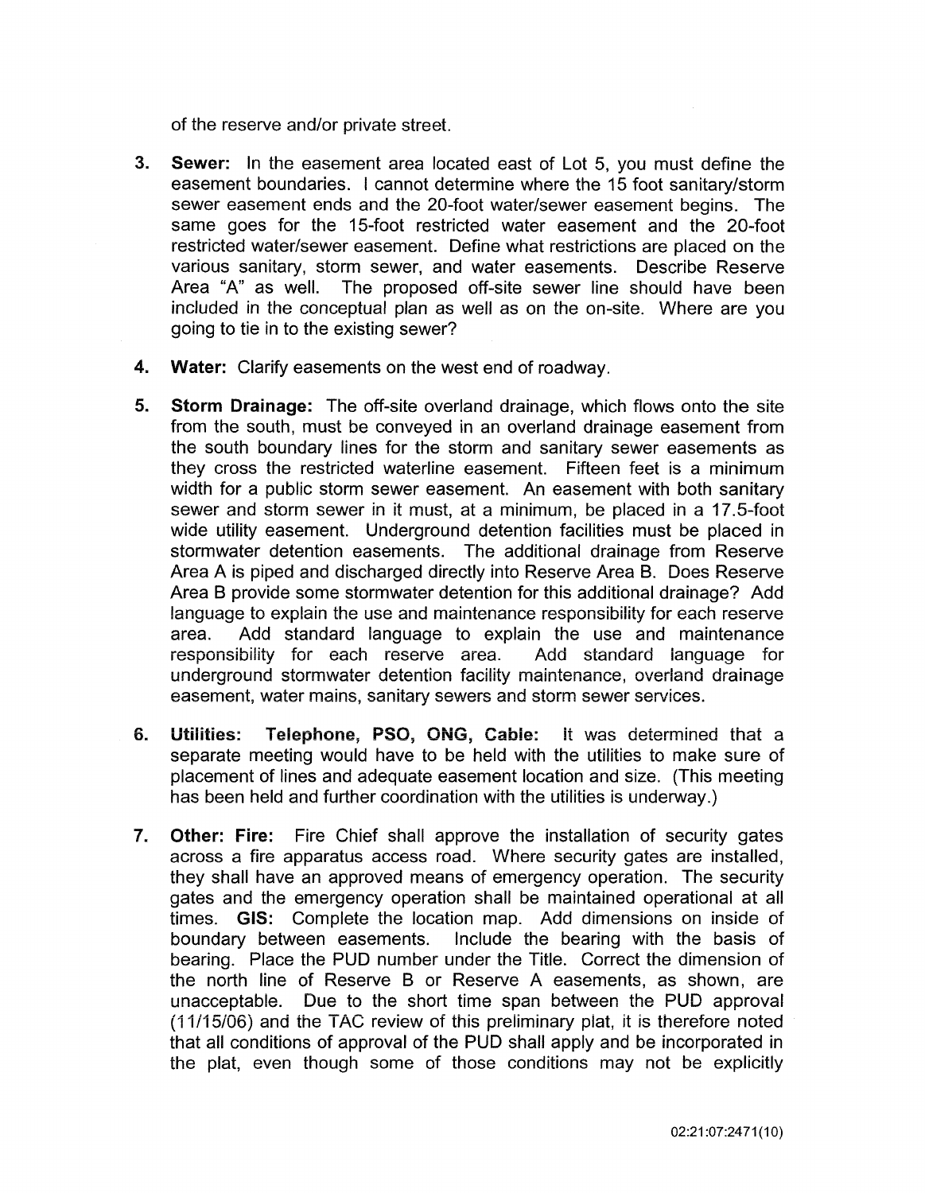of the reserve and/or private street.

3. **Sewer:** In the easement area located east of Lot 5, you must define the easement boundaries. I cannot determine where the 15 foot sanitary/storm sewer easement ends and the 20-foot water/sewer easement begins. The same goes for the 15-foot restricted water easement and the 20-foot restricted water/sewer easement. Define what restrictions are placed on the various sanitary, storm sewer, and water easements. Describe Reserve Area "A" as well. The proposed off-site sewer line should have been included in the conceptual plan as well as on the on-site. Where are you going to tie in to the existing sewer?

4. **Water:** Clarify easements on the west end of roadway.

5. **Storm Drainage:** The off-site overland drainage, which flows onto the site from the south, must be conveyed in an overland drainage easement from the south boundary lines for the storm and sanitary sewer easements as they cross the restricted waterline easement. Fifteen feet is a minimum width for a public storm sewer easement. An easement with both sanitary sewer and storm sewer in it must, at a minimum, be placed in a 17.5-foot wide utility easement. Underground detention facilities must be placed in stormwater detention easements. The additional drainage from Reserve Area A is piped and discharged directly into Reserve Area B. Does Reserve Area B provide some stormwater detention for this additional drainage? Add language to explain the use and maintenance responsibility for each reserve area. Add standard language to explain the use and maintenance responsibility for each reserve area. Add standard language for underground stormwater detention facility maintenance, overland drainage easement, water mains, sanitary sewers and storm sewer services.

6. **Utilities: Telephone, PSO, ONG, Cable:** It was determined that a separate meeting would have to be held with the utilities to make sure of placement of lines and adequate easement location and size. (This meeting has been held and further coordination with the utilities is underway.)

7. **Other: Fire:** Fire Chief shall approve the installation of security gates across a fire apparatus access road. Where security gates are installed, they shall have an approved means of emergency operation. The security gates and the emergency operation shall be maintained operational at all times. **GIS:** Complete the location map. Add dimensions on inside of boundary between easements. Include the bearing with the basis of bearing. Place the PUD number under the Title. Correct the dimension of the north line of Reserve B or Reserve A easements, as shown, are unacceptable. Due to the short time span between the PUD approval (11/15/06) and the TAC review of this preliminary plat, it is therefore noted that all conditions of approval of the PUD shall apply and be incorporated in the plat, even though some of those conditions may not be explicitly

02:21:07:2471(10)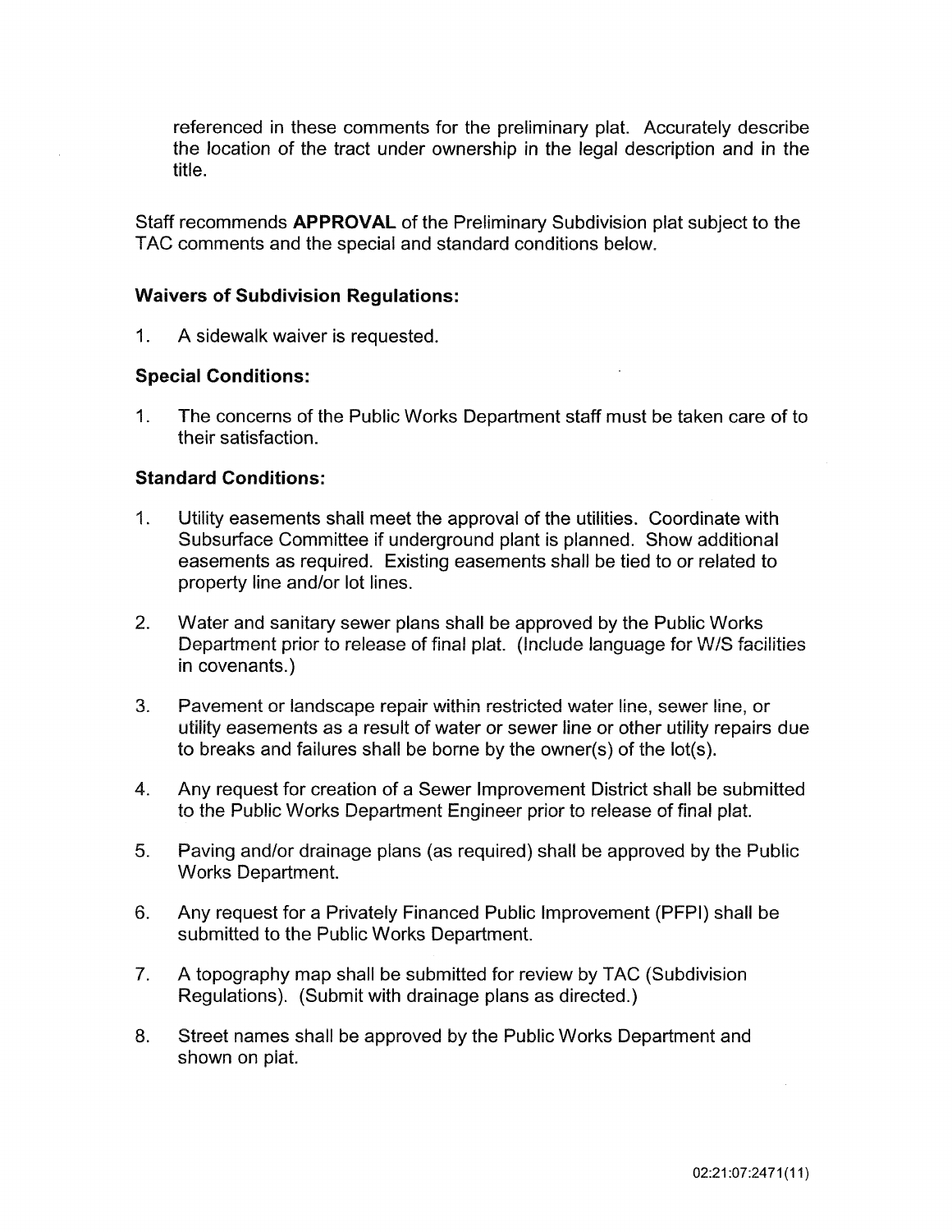referenced in these comments for the preliminary plat. Accurately describe the location of the tract under ownership in the legal description and in the title.

Staff recommends **APPROVAL** of the Preliminary Subdivision plat subject to the TAC comments and the special and standard conditions below.

**Waivers of Subdivision Regulations:**

1. A sidewalk waiver is requested.

**Special Conditions:**

1. The concerns of the Public Works Department staff must be taken care of to their satisfaction.

**Standard Conditions:**

1. Utility easements shall meet the approval of the utilities. Coordinate with Subsurface Committee if underground plant is planned. Show additional easements as required. Existing easements shall be tied to or related to property line and/or lot lines.

2. Water and sanitary sewer plans shall be approved by the Public Works Department prior to release of final plat. (Include language for W/S facilities in covenants.)

3. Pavement or landscape repair within restricted water line, sewer line, or utility easements as a result of water or sewer line or other utility repairs due to breaks and failures shall be borne by the owner(s) of the lot(s).

4. Any request for creation of a Sewer Improvement District shall be submitted to the Public Works Department Engineer prior to release of final plat.

5. Paving and/or drainage plans (as required) shall be approved by the Public Works Department.

6. Any request for a Privately Financed Public Improvement (PFPI) shall be submitted to the Public Works Department.

7. A topography map shall be submitted for review by TAC (Subdivision Regulations). (Submit with drainage plans as directed.)

8. Street names shall be approved by the Public Works Department and shown on plat.

02:21:07:2471(11)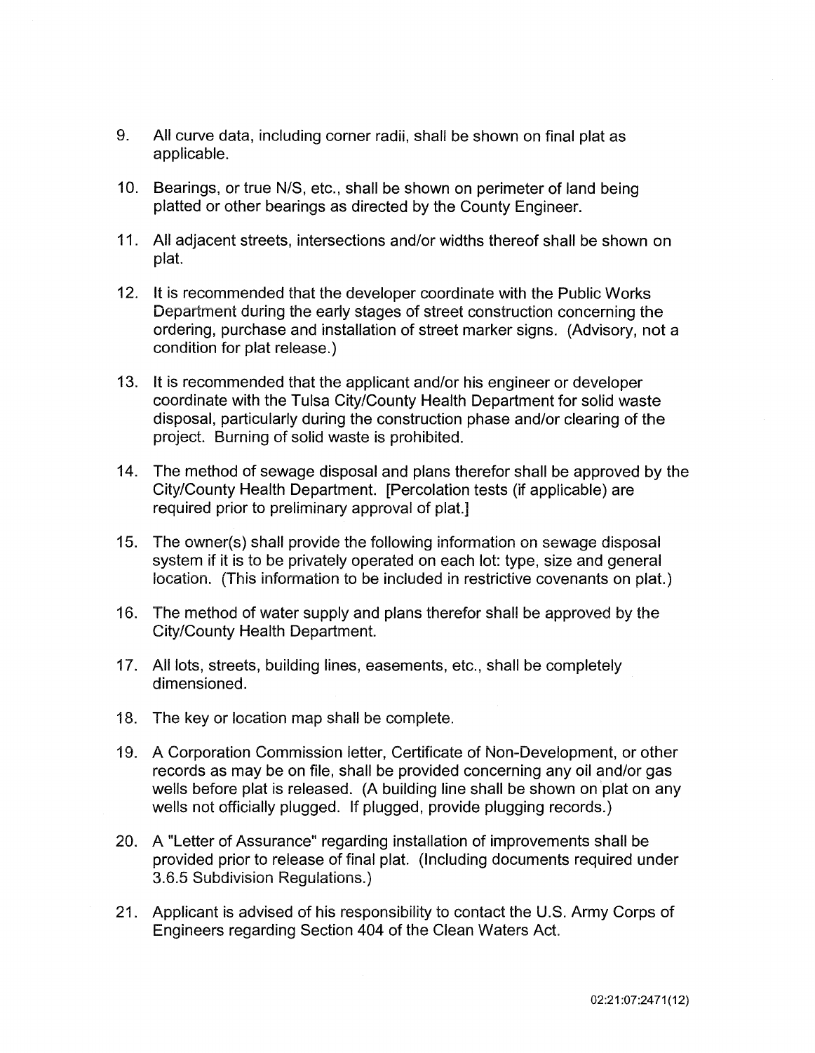9. All curve data, including corner radii, shall be shown on final plat as applicable.

10. Bearings, or true N/S, etc., shall be shown on perimeter of land being platted or other bearings as directed by the County Engineer.

11. All adjacent streets, intersections and/or widths thereof shall be shown on plat.

12. It is recommended that the developer coordinate with the Public Works Department during the early stages of street construction concerning the ordering, purchase and installation of street marker signs. (Advisory, not a condition for plat release.)

13. It is recommended that the applicant and/or his engineer or developer coordinate with the Tulsa City/County Health Department for solid waste disposal, particularly during the construction phase and/or clearing of the project. Burning of solid waste is prohibited.

14. The method of sewage disposal and plans therefor shall be approved by the City/County Health Department. [Percolation tests (if applicable) are required prior to preliminary approval of plat.]

15. The owner(s) shall provide the following information on sewage disposal system if it is to be privately operated on each lot: type, size and general location. (This information to be included in restrictive covenants on plat.)

16. The method of water supply and plans therefor shall be approved by the City/County Health Department.

17. All lots, streets, building lines, easements, etc., shall be completely dimensioned.

18. The key or location map shall be complete.

19. A Corporation Commission letter, Certificate of Non-Development, or other records as may be on file, shall be provided concerning any oil and/or gas wells before plat is released. (A building line shall be shown on plat on any wells not officially plugged. If plugged, provide plugging records.)

20. A "Letter of Assurance" regarding installation of improvements shall be provided prior to release of final plat. (Including documents required under 3.6.5 Subdivision Regulations.)

21. Applicant is advised of his responsibility to contact the U.S. Army Corps of Engineers regarding Section 404 of the Clean Waters Act.

02:21:07:2471(12)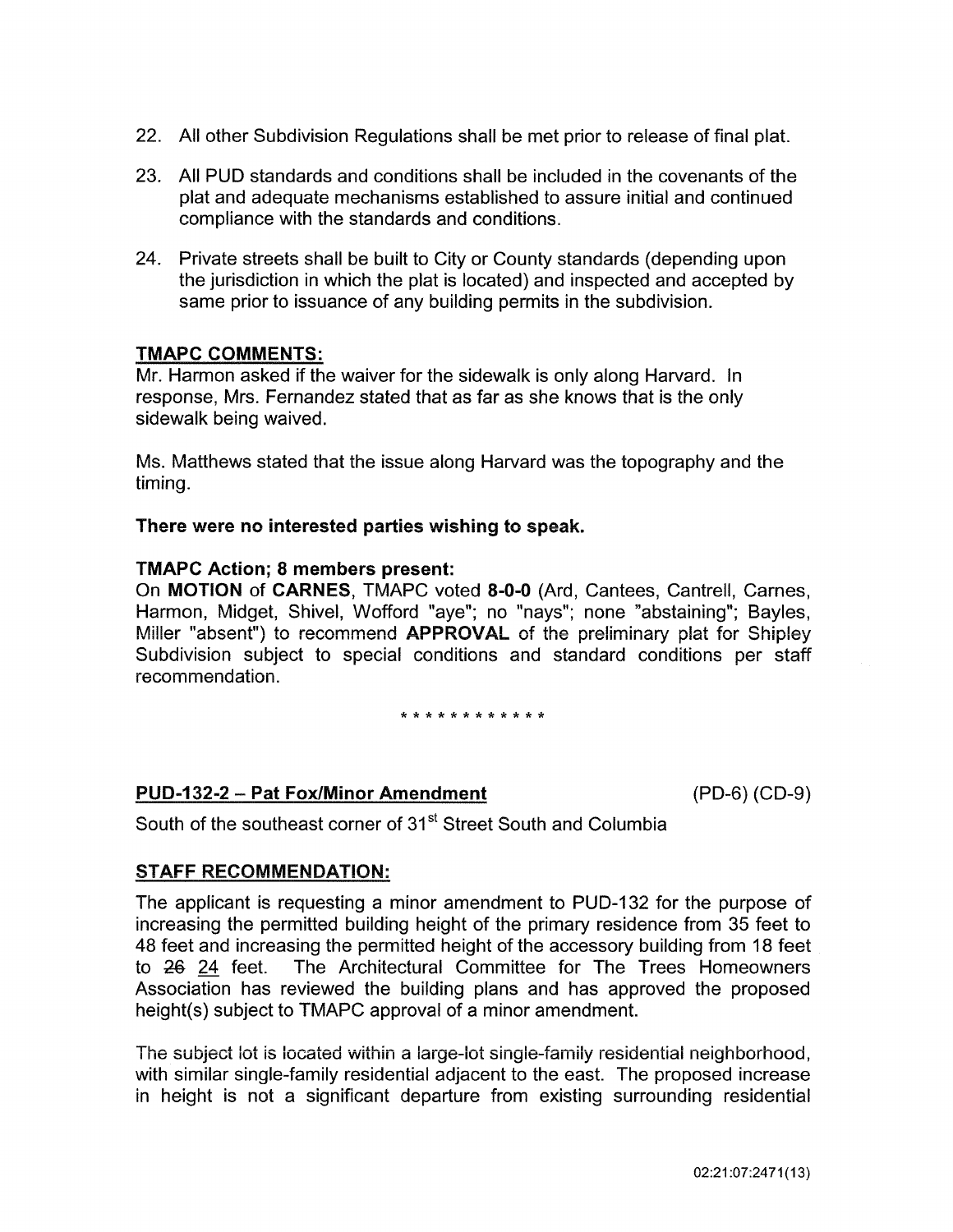22. All other Subdivision Regulations shall be met prior to release of final plat.

23. All PUD standards and conditions shall be included in the covenants of the plat and adequate mechanisms established to assure initial and continued compliance with the standards and conditions.

24. Private streets shall be built to City or County standards (depending upon the jurisdiction in which the plat is located) and inspected and accepted by same prior to issuance of any building permits in the subdivision.

**TMAPC COMMENTS:**

Mr. Harmon asked if the waiver for the sidewalk is only along Harvard. In response, Mrs. Fernandez stated that as far as she knows that is the only sidewalk being waived.

Ms. Matthews stated that the issue along Harvard was the topography and the timing.

**There were no interested parties wishing to speak.**

**TMAPC Action; 8 members present:**

On **MOTION** of **CARNES**, TMAPC voted **8-0-0** (Ard, Cantees, Cantrell, Carnes, Harmon, Midget, Shivel, Wofford "aye"; no "nays"; none "abstaining"; Bayles, Miller "absent") to recommend **APPROVAL** of the preliminary plat for Shipley Subdivision subject to special conditions and standard conditions per staff recommendation.

* * * * * * * * * * * *

**PUD-132-2 – Pat Fox/Minor Amendment** (PD-6) (CD-9)

South of the southeast corner of 31st Street South and Columbia

**STAFF RECOMMENDATION:**

The applicant is requesting a minor amendment to PUD-132 for the purpose of increasing the permitted building height of the primary residence from 35 feet to 48 feet and increasing the permitted height of the accessory building from 18 feet to ~~26~~ 24 feet. The Architectural Committee for The Trees Homeowners Association has reviewed the building plans and has approved the proposed height(s) subject to TMAPC approval of a minor amendment.

The subject lot is located within a large-lot single-family residential neighborhood, with similar single-family residential adjacent to the east. The proposed increase in height is not a significant departure from existing surrounding residential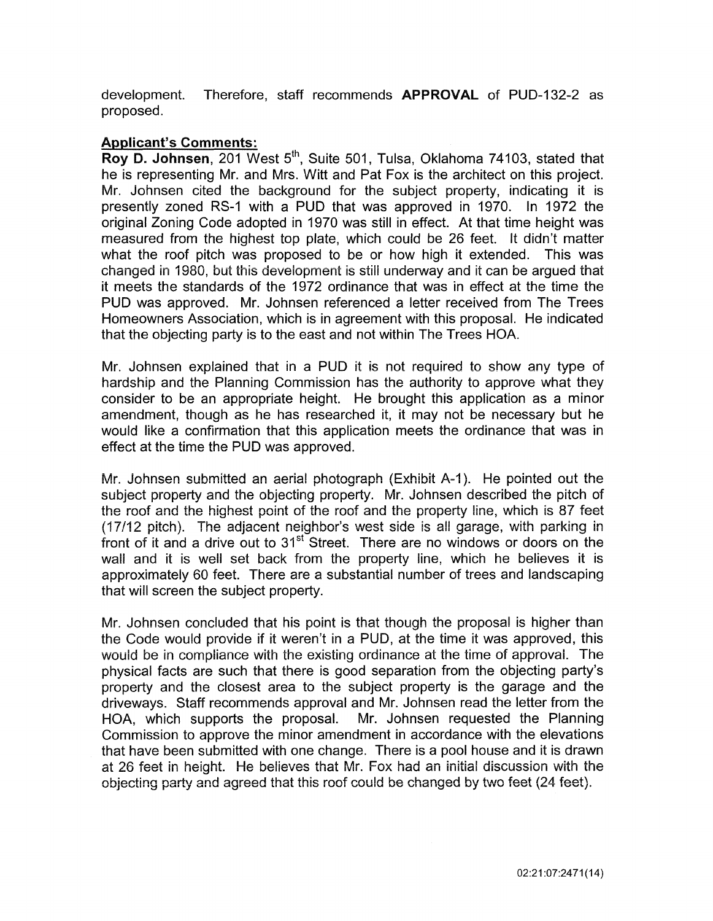development. Therefore, staff recommends **APPROVAL** of PUD-132-2 as proposed.

**Applicant's Comments:**

**Roy D. Johnsen**, 201 West 5th, Suite 501, Tulsa, Oklahoma 74103, stated that he is representing Mr. and Mrs. Witt and Pat Fox is the architect on this project. Mr. Johnsen cited the background for the subject property, indicating it is presently zoned RS-1 with a PUD that was approved in 1970. In 1972 the original Zoning Code adopted in 1970 was still in effect. At that time height was measured from the highest top plate, which could be 26 feet. It didn't matter what the roof pitch was proposed to be or how high it extended. This was changed in 1980, but this development is still underway and it can be argued that it meets the standards of the 1972 ordinance that was in effect at the time the PUD was approved. Mr. Johnsen referenced a letter received from The Trees Homeowners Association, which is in agreement with this proposal. He indicated that the objecting party is to the east and not within The Trees HOA.

Mr. Johnsen explained that in a PUD it is not required to show any type of hardship and the Planning Commission has the authority to approve what they consider to be an appropriate height. He brought this application as a minor amendment, though as he has researched it, it may not be necessary but he would like a confirmation that this application meets the ordinance that was in effect at the time the PUD was approved.

Mr. Johnsen submitted an aerial photograph (Exhibit A-1). He pointed out the subject property and the objecting property. Mr. Johnsen described the pitch of the roof and the highest point of the roof and the property line, which is 87 feet (17/12 pitch). The adjacent neighbor's west side is all garage, with parking in front of it and a drive out to 31st Street. There are no windows or doors on the wall and it is well set back from the property line, which he believes it is approximately 60 feet. There are a substantial number of trees and landscaping that will screen the subject property.

Mr. Johnsen concluded that his point is that though the proposal is higher than the Code would provide if it weren't in a PUD, at the time it was approved, this would be in compliance with the existing ordinance at the time of approval. The physical facts are such that there is good separation from the objecting party's property and the closest area to the subject property is the garage and the driveways. Staff recommends approval and Mr. Johnsen read the letter from the HOA, which supports the proposal. Mr. Johnsen requested the Planning Commission to approve the minor amendment in accordance with the elevations that have been submitted with one change. There is a pool house and it is drawn at 26 feet in height. He believes that Mr. Fox had an initial discussion with the objecting party and agreed that this roof could be changed by two feet (24 feet).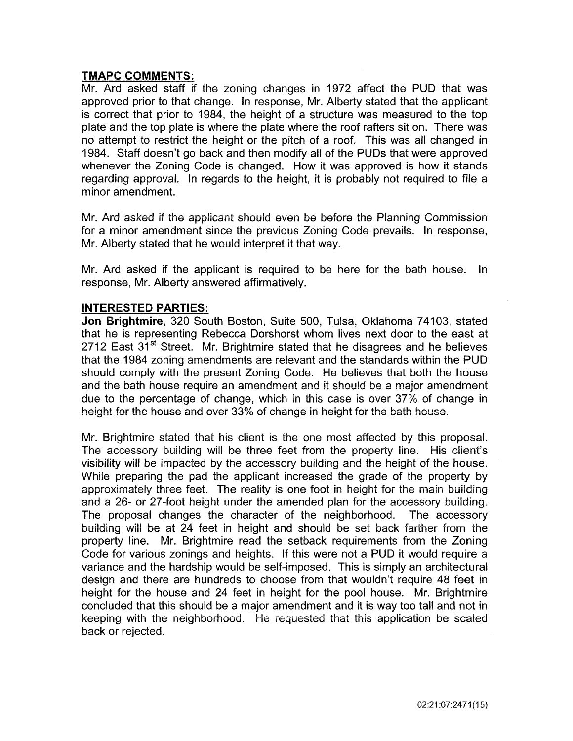## TMAPC COMMENTS:

Mr. Ard asked staff if the zoning changes in 1972 affect the PUD that was approved prior to that change. In response, Mr. Alberty stated that the applicant is correct that prior to 1984, the height of a structure was measured to the top plate and the top plate is where the plate where the roof rafters sit on. There was no attempt to restrict the height or the pitch of a roof. This was all changed in 1984. Staff doesn't go back and then modify all of the PUDs that were approved whenever the Zoning Code is changed. How it was approved is how it stands regarding approval. In regards to the height, it is probably not required to file a minor amendment.

Mr. Ard asked if the applicant should even be before the Planning Commission for a minor amendment since the previous Zoning Code prevails. In response, Mr. Alberty stated that he would interpret it that way.

Mr. Ard asked if the applicant is required to be here for the bath house. In response, Mr. Alberty answered affirmatively.

## INTERESTED PARTIES:

**Jon Brightmire**, 320 South Boston, Suite 500, Tulsa, Oklahoma 74103, stated that he is representing Rebecca Dorshorst whom lives next door to the east at 2712 East 31st Street. Mr. Brightmire stated that he disagrees and he believes that the 1984 zoning amendments are relevant and the standards within the PUD should comply with the present Zoning Code. He believes that both the house and the bath house require an amendment and it should be a major amendment due to the percentage of change, which in this case is over 37% of change in height for the house and over 33% of change in height for the bath house.

Mr. Brightmire stated that his client is the one most affected by this proposal. The accessory building will be three feet from the property line. His client's visibility will be impacted by the accessory building and the height of the house. While preparing the pad the applicant increased the grade of the property by approximately three feet. The reality is one foot in height for the main building and a 26- or 27-foot height under the amended plan for the accessory building. The proposal changes the character of the neighborhood. The accessory building will be at 24 feet in height and should be set back farther from the property line. Mr. Brightmire read the setback requirements from the Zoning Code for various zonings and heights. If this were not a PUD it would require a variance and the hardship would be self-imposed. This is simply an architectural design and there are hundreds to choose from that wouldn't require 48 feet in height for the house and 24 feet in height for the pool house. Mr. Brightmire concluded that this should be a major amendment and it is way too tall and not in keeping with the neighborhood. He requested that this application be scaled back or rejected.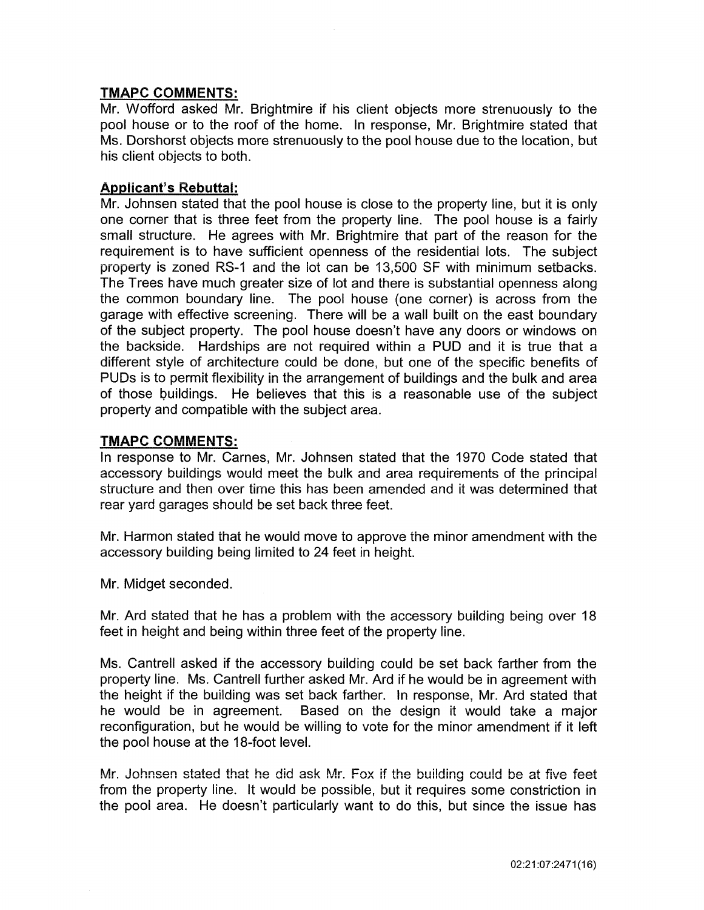## TMAPC COMMENTS:

Mr. Wofford asked Mr. Brightmire if his client objects more strenuously to the pool house or to the roof of the home. In response, Mr. Brightmire stated that Ms. Dorshorst objects more strenuously to the pool house due to the location, but his client objects to both.

## Applicant's Rebuttal:

Mr. Johnsen stated that the pool house is close to the property line, but it is only one corner that is three feet from the property line. The pool house is a fairly small structure. He agrees with Mr. Brightmire that part of the reason for the requirement is to have sufficient openness of the residential lots. The subject property is zoned RS-1 and the lot can be 13,500 SF with minimum setbacks. The Trees have much greater size of lot and there is substantial openness along the common boundary line. The pool house (one corner) is across from the garage with effective screening. There will be a wall built on the east boundary of the subject property. The pool house doesn't have any doors or windows on the backside. Hardships are not required within a PUD and it is true that a different style of architecture could be done, but one of the specific benefits of PUDs is to permit flexibility in the arrangement of buildings and the bulk and area of those buildings. He believes that this is a reasonable use of the subject property and compatible with the subject area.

## TMAPC COMMENTS:

In response to Mr. Carnes, Mr. Johnsen stated that the 1970 Code stated that accessory buildings would meet the bulk and area requirements of the principal structure and then over time this has been amended and it was determined that rear yard garages should be set back three feet.

Mr. Harmon stated that he would move to approve the minor amendment with the accessory building being limited to 24 feet in height.

Mr. Midget seconded.

Mr. Ard stated that he has a problem with the accessory building being over 18 feet in height and being within three feet of the property line.

Ms. Cantrell asked if the accessory building could be set back farther from the property line. Ms. Cantrell further asked Mr. Ard if he would be in agreement with the height if the building was set back farther. In response, Mr. Ard stated that he would be in agreement. Based on the design it would take a major reconfiguration, but he would be willing to vote for the minor amendment if it left the pool house at the 18-foot level.

Mr. Johnsen stated that he did ask Mr. Fox if the building could be at five feet from the property line. It would be possible, but it requires some constriction in the pool area. He doesn't particularly want to do this, but since the issue has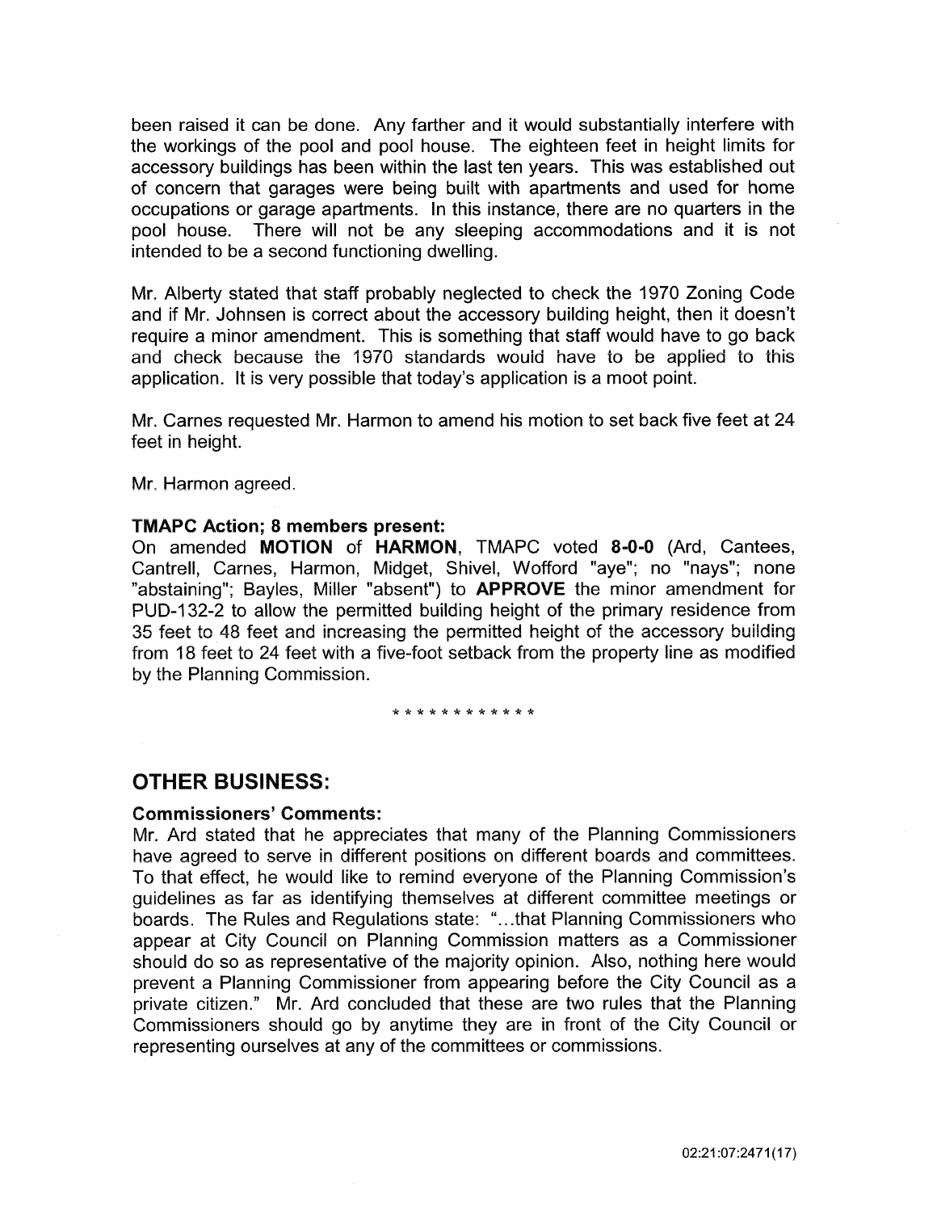been raised it can be done. Any farther and it would substantially interfere with the workings of the pool and pool house. The eighteen feet in height limits for accessory buildings has been within the last ten years. This was established out of concern that garages were being built with apartments and used for home occupations or garage apartments. In this instance, there are no quarters in the pool house. There will not be any sleeping accommodations and it is not intended to be a second functioning dwelling.

Mr. Alberty stated that staff probably neglected to check the 1970 Zoning Code and if Mr. Johnsen is correct about the accessory building height, then it doesn't require a minor amendment. This is something that staff would have to go back and check because the 1970 standards would have to be applied to this application. It is very possible that today's application is a moot point.

Mr. Carnes requested Mr. Harmon to amend his motion to set back five feet at 24 feet in height.

Mr. Harmon agreed.

**TMAPC Action; 8 members present:**

On amended **MOTION** of **HARMON**, TMAPC voted **8-0-0** (Ard, Cantees, Cantrell, Carnes, Harmon, Midget, Shivel, Wofford "aye"; no "nays"; none "abstaining"; Bayles, Miller "absent") to **APPROVE** the minor amendment for PUD-132-2 to allow the permitted building height of the primary residence from 35 feet to 48 feet and increasing the permitted height of the accessory building from 18 feet to 24 feet with a five-foot setback from the property line as modified by the Planning Commission.

\* \* \* \* \* \* \* \* \* \* \* \*

## OTHER BUSINESS:

**Commissioners' Comments:**

Mr. Ard stated that he appreciates that many of the Planning Commissioners have agreed to serve in different positions on different boards and committees. To that effect, he would like to remind everyone of the Planning Commission's guidelines as far as identifying themselves at different committee meetings or boards. The Rules and Regulations state: "...that Planning Commissioners who appear at City Council on Planning Commission matters as a Commissioner should do so as representative of the majority opinion. Also, nothing here would prevent a Planning Commissioner from appearing before the City Council as a private citizen." Mr. Ard concluded that these are two rules that the Planning Commissioners should go by anytime they are in front of the City Council or representing ourselves at any of the committees or commissions.

02:21:07:2471(17)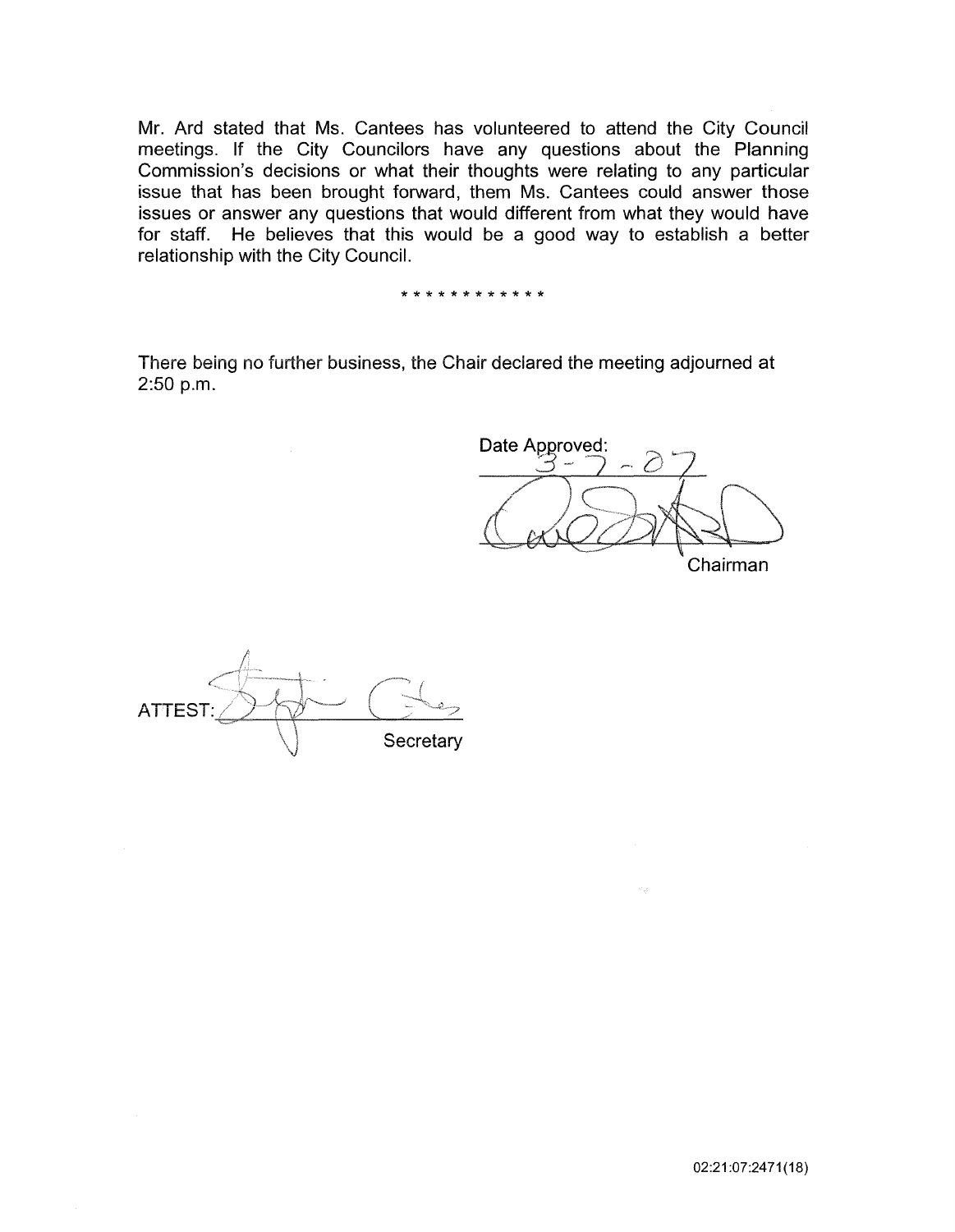Mr. Ard stated that Ms. Cantees has volunteered to attend the City Council meetings. If the City Councilors have any questions about the Planning Commission's decisions or what their thoughts were relating to any particular issue that has been brought forward, them Ms. Cantees could answer those issues or answer any questions that would different from what they would have for staff. He believes that this would be a good way to establish a better relationship with the City Council.

* * * * * * * * * * * *

There being no further business, the Chair declared the meeting adjourned at 2:50 p.m.

Date Approved: 3-7-07

Chairman

ATTEST:

Secretary

02:21:07:2471(18)